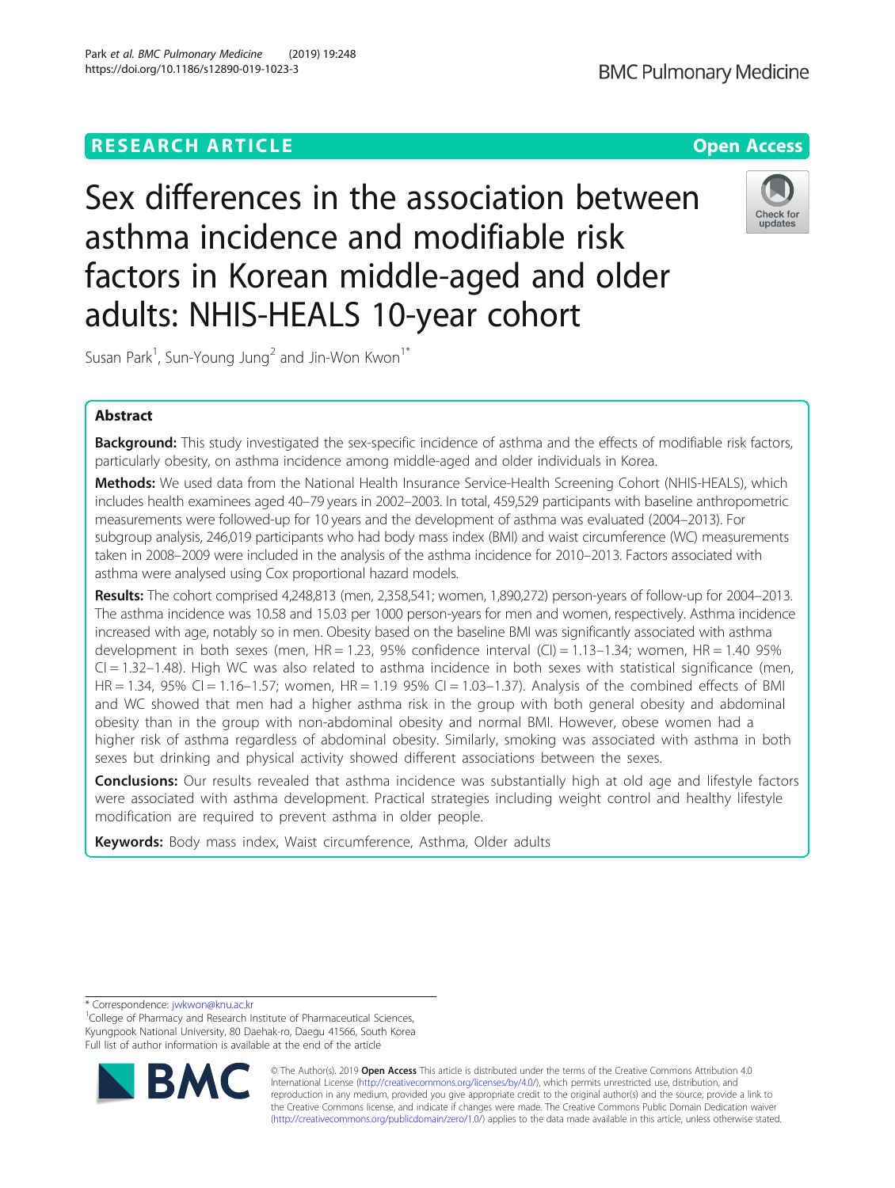RESEARCH ARTICLE

Open Access

# Sex differences in the association between asthma incidence and modifiable risk factors in Korean middle-aged and older adults: NHIS-HEALS 10-year cohort

Susan Park[1], Sun-Young Jung[2] and Jin-Won Kwon[1*]

## Abstract

**Background:** This study investigated the sex-specific incidence of asthma and the effects of modifiable risk factors, particularly obesity, on asthma incidence among middle-aged and older individuals in Korea.

**Methods:** We used data from the National Health Insurance Service-Health Screening Cohort (NHIS-HEALS), which includes health examinees aged 40–79 years in 2002–2003. In total, 459,529 participants with baseline anthropometric measurements were followed-up for 10 years and the development of asthma was evaluated (2004–2013). For subgroup analysis, 246,019 participants who had body mass index (BMI) and waist circumference (WC) measurements taken in 2008–2009 were included in the analysis of the asthma incidence for 2010–2013. Factors associated with asthma were analysed using Cox proportional hazard models.

**Results:** The cohort comprised 4,248,813 (men, 2,358,541; women, 1,890,272) person-years of follow-up for 2004–2013. The asthma incidence was 10.58 and 15.03 per 1000 person-years for men and women, respectively. Asthma incidence increased with age, notably so in men. Obesity based on the baseline BMI was significantly associated with asthma development in both sexes (men, HR = 1.23, 95% confidence interval (CI) = 1.13–1.34; women, HR = 1.40 95% CI = 1.32–1.48). High WC was also related to asthma incidence in both sexes with statistical significance (men, HR = 1.34, 95% CI = 1.16–1.57; women, HR = 1.19 95% CI = 1.03–1.37). Analysis of the combined effects of BMI and WC showed that men had a higher asthma risk in the group with both general obesity and abdominal obesity than in the group with non-abdominal obesity and normal BMI. However, obese women had a higher risk of asthma regardless of abdominal obesity. Similarly, smoking was associated with asthma in both sexes but drinking and physical activity showed different associations between the sexes.

**Conclusions:** Our results revealed that asthma incidence was substantially high at old age and lifestyle factors were associated with asthma development. Practical strategies including weight control and healthy lifestyle modification are required to prevent asthma in older people.

**Keywords:** Body mass index, Waist circumference, Asthma, Older adults

* Correspondence: jwkwon@knu.ac.kr
[1]College of Pharmacy and Research Institute of Pharmaceutical Sciences, Kyungpook National University, 80 Daehak-ro, Daegu 41566, South Korea
Full list of author information is available at the end of the article

© The Author(s). 2019 **Open Access** This article is distributed under the terms of the Creative Commons Attribution 4.0 International License (http://creativecommons.org/licenses/by/4.0/), which permits unrestricted use, distribution, and reproduction in any medium, provided you give appropriate credit to the original author(s) and the source, provide a link to the Creative Commons license, and indicate if changes were made. The Creative Commons Public Domain Dedication waiver (http://creativecommons.org/publicdomain/zero/1.0/) applies to the data made available in this article, unless otherwise stated.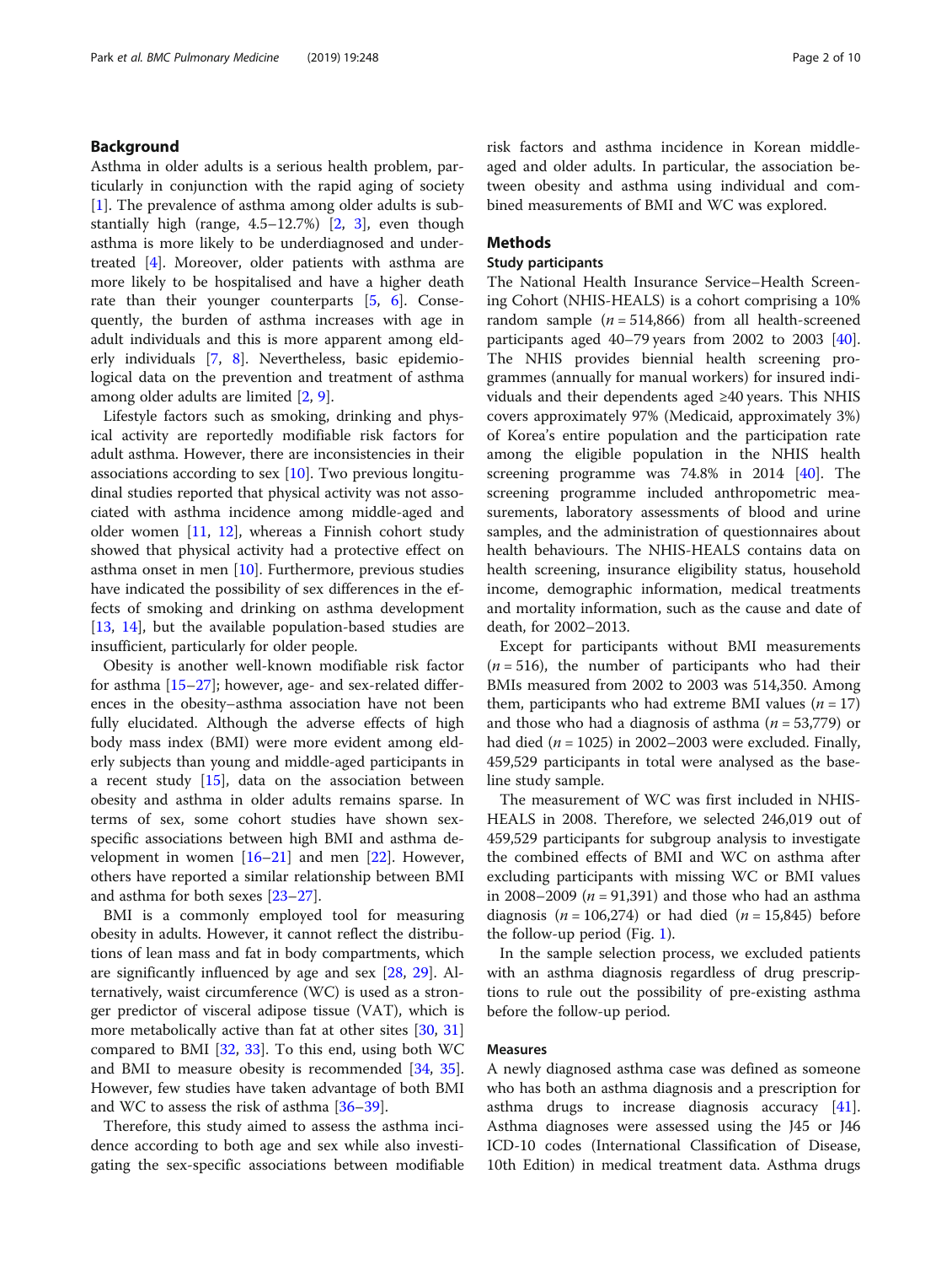## Background

Asthma in older adults is a serious health problem, particularly in conjunction with the rapid aging of society [1]. The prevalence of asthma among older adults is substantially high (range, 4.5–12.7%) [2, 3], even though asthma is more likely to be underdiagnosed and undertreated [4]. Moreover, older patients with asthma are more likely to be hospitalised and have a higher death rate than their younger counterparts [5, 6]. Consequently, the burden of asthma increases with age in adult individuals and this is more apparent among elderly individuals [7, 8]. Nevertheless, basic epidemiological data on the prevention and treatment of asthma among older adults are limited [2, 9].

Lifestyle factors such as smoking, drinking and physical activity are reportedly modifiable risk factors for adult asthma. However, there are inconsistencies in their associations according to sex [10]. Two previous longitudinal studies reported that physical activity was not associated with asthma incidence among middle-aged and older women [11, 12], whereas a Finnish cohort study showed that physical activity had a protective effect on asthma onset in men [10]. Furthermore, previous studies have indicated the possibility of sex differences in the effects of smoking and drinking on asthma development [13, 14], but the available population-based studies are insufficient, particularly for older people.

Obesity is another well-known modifiable risk factor for asthma [15–27]; however, age- and sex-related differences in the obesity–asthma association have not been fully elucidated. Although the adverse effects of high body mass index (BMI) were more evident among elderly subjects than young and middle-aged participants in a recent study [15], data on the association between obesity and asthma in older adults remains sparse. In terms of sex, some cohort studies have shown sex-specific associations between high BMI and asthma development in women [16–21] and men [22]. However, others have reported a similar relationship between BMI and asthma for both sexes [23–27].

BMI is a commonly employed tool for measuring obesity in adults. However, it cannot reflect the distributions of lean mass and fat in body compartments, which are significantly influenced by age and sex [28, 29]. Alternatively, waist circumference (WC) is used as a stronger predictor of visceral adipose tissue (VAT), which is more metabolically active than fat at other sites [30, 31] compared to BMI [32, 33]. To this end, using both WC and BMI to measure obesity is recommended [34, 35]. However, few studies have taken advantage of both BMI and WC to assess the risk of asthma [36–39].

Therefore, this study aimed to assess the asthma incidence according to both age and sex while also investigating the sex-specific associations between modifiable risk factors and asthma incidence in Korean middle-aged and older adults. In particular, the association between obesity and asthma using individual and combined measurements of BMI and WC was explored.

## Methods

### Study participants

The National Health Insurance Service–Health Screening Cohort (NHIS-HEALS) is a cohort comprising a 10% random sample ($n = 514{,}866$) from all health-screened participants aged 40–79 years from 2002 to 2003 [40]. The NHIS provides biennial health screening programmes (annually for manual workers) for insured individuals and their dependents aged ≥40 years. This NHIS covers approximately 97% (Medicaid, approximately 3%) of Korea's entire population and the participation rate among the eligible population in the NHIS health screening programme was 74.8% in 2014 [40]. The screening programme included anthropometric measurements, laboratory assessments of blood and urine samples, and the administration of questionnaires about health behaviours. The NHIS-HEALS contains data on health screening, insurance eligibility status, household income, demographic information, medical treatments and mortality information, such as the cause and date of death, for 2002–2013.

Except for participants without BMI measurements ($n = 516$), the number of participants who had their BMIs measured from 2002 to 2003 was 514,350. Among them, participants who had extreme BMI values ($n = 17$) and those who had a diagnosis of asthma ($n = 53{,}779$) or had died ($n = 1025$) in 2002–2003 were excluded. Finally, 459,529 participants in total were analysed as the baseline study sample.

The measurement of WC was first included in NHIS-HEALS in 2008. Therefore, we selected 246,019 out of 459,529 participants for subgroup analysis to investigate the combined effects of BMI and WC on asthma after excluding participants with missing WC or BMI values in 2008–2009 ($n = 91{,}391$) and those who had an asthma diagnosis ($n = 106{,}274$) or had died ($n = 15{,}845$) before the follow-up period (Fig. 1).

In the sample selection process, we excluded patients with an asthma diagnosis regardless of drug prescriptions to rule out the possibility of pre-existing asthma before the follow-up period.

### Measures

A newly diagnosed asthma case was defined as someone who has both an asthma diagnosis and a prescription for asthma drugs to increase diagnosis accuracy [41]. Asthma diagnoses were assessed using the J45 or J46 ICD-10 codes (International Classification of Disease, 10th Edition) in medical treatment data. Asthma drugs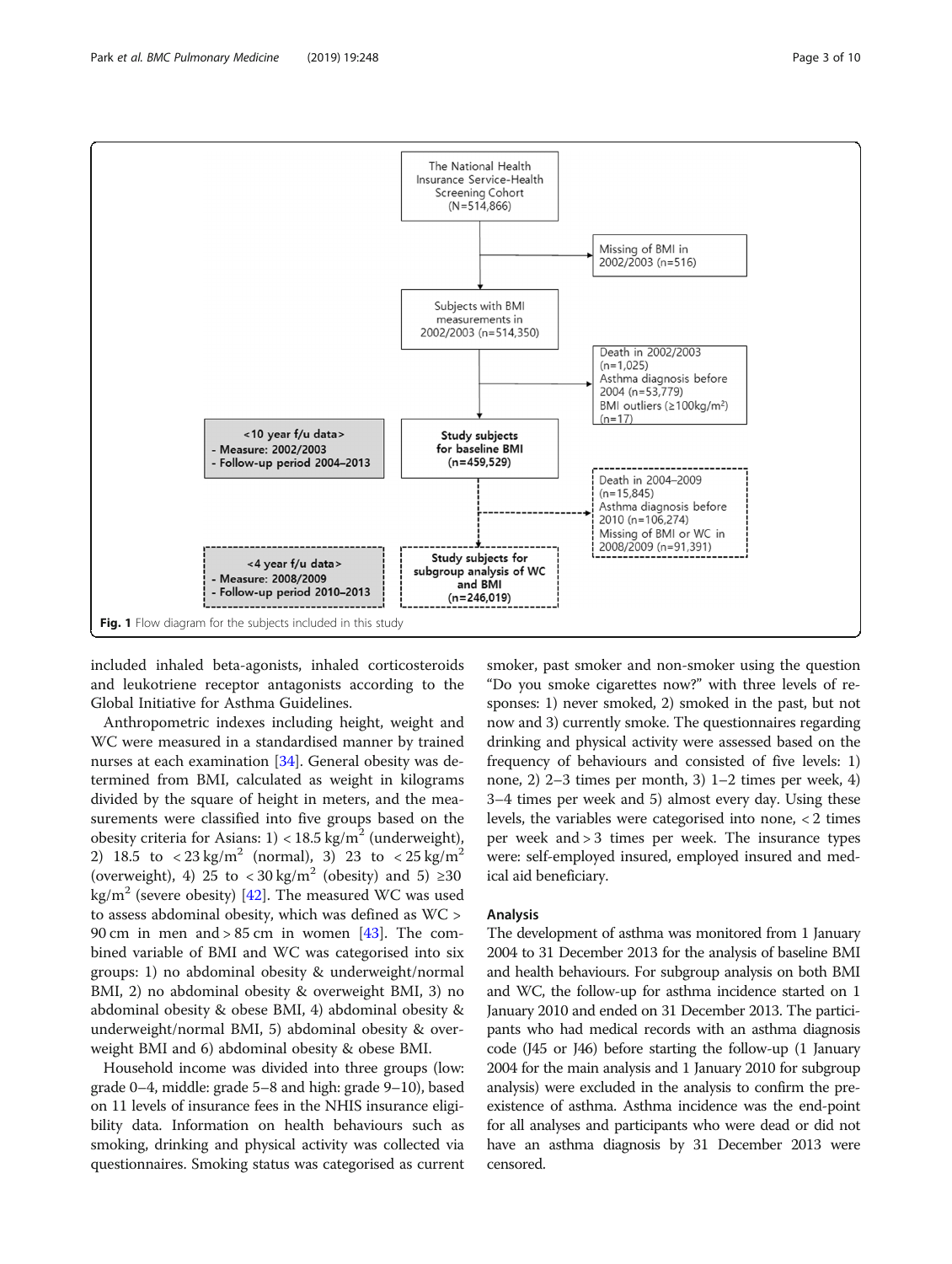The National Health Insurance Service-Health Screening Cohort (N=514,866)

Missing of BMI in 2002/2003 (n=516)

Subjects with BMI measurements in 2002/2003 (n=514,350)

Death in 2002/2003 (n=1,025)
Asthma diagnosis before 2004 (n=53,779)
BMI outliers (≥100kg/m$^2$) (n=17)

<10 year f/u data>
- Measure: 2002/2003
- Follow-up period 2004–2013

**Study subjects for baseline BMI (n=459,529)**

Death in 2004–2009 (n=15,845)
Asthma diagnosis before 2010 (n=106,274)
Missing of BMI or WC in 2008/2009 (n=91,391)

<4 year f/u data>
- Measure: 2008/2009
- Follow-up period 2010–2013

**Study subjects for subgroup analysis of WC and BMI (n=246,019)**

**Fig. 1** Flow diagram for the subjects included in this study

included inhaled beta-agonists, inhaled corticosteroids and leukotriene receptor antagonists according to the Global Initiative for Asthma Guidelines.

Anthropometric indexes including height, weight and WC were measured in a standardised manner by trained nurses at each examination [34]. General obesity was determined from BMI, calculated as weight in kilograms divided by the square of height in meters, and the measurements were classified into five groups based on the obesity criteria for Asians: 1) < 18.5 kg/m$^2$ (underweight), 2) 18.5 to < 23 kg/m$^2$ (normal), 3) 23 to < 25 kg/m$^2$ (overweight), 4) 25 to < 30 kg/m$^2$ (obesity) and 5) ≥30 kg/m$^2$ (severe obesity) [42]. The measured WC was used to assess abdominal obesity, which was defined as WC > 90 cm in men and > 85 cm in women [43]. The combined variable of BMI and WC was categorised into six groups: 1) no abdominal obesity & underweight/normal BMI, 2) no abdominal obesity & overweight BMI, 3) no abdominal obesity & obese BMI, 4) abdominal obesity & underweight/normal BMI, 5) abdominal obesity & overweight BMI and 6) abdominal obesity & obese BMI.

Household income was divided into three groups (low: grade 0–4, middle: grade 5–8 and high: grade 9–10), based on 11 levels of insurance fees in the NHIS insurance eligibility data. Information on health behaviours such as smoking, drinking and physical activity was collected via questionnaires. Smoking status was categorised as current smoker, past smoker and non-smoker using the question "Do you smoke cigarettes now?" with three levels of responses: 1) never smoked, 2) smoked in the past, but not now and 3) currently smoke. The questionnaires regarding drinking and physical activity were assessed based on the frequency of behaviours and consisted of five levels: 1) none, 2) 2–3 times per month, 3) 1–2 times per week, 4) 3–4 times per week and 5) almost every day. Using these levels, the variables were categorised into none, < 2 times per week and > 3 times per week. The insurance types were: self-employed insured, employed insured and medical aid beneficiary.

## Analysis

The development of asthma was monitored from 1 January 2004 to 31 December 2013 for the analysis of baseline BMI and health behaviours. For subgroup analysis on both BMI and WC, the follow-up for asthma incidence started on 1 January 2010 and ended on 31 December 2013. The participants who had medical records with an asthma diagnosis code (J45 or J46) before starting the follow-up (1 January 2004 for the main analysis and 1 January 2010 for subgroup analysis) were excluded in the analysis to confirm the preexistence of asthma. Asthma incidence was the end-point for all analyses and participants who were dead or did not have an asthma diagnosis by 31 December 2013 were censored.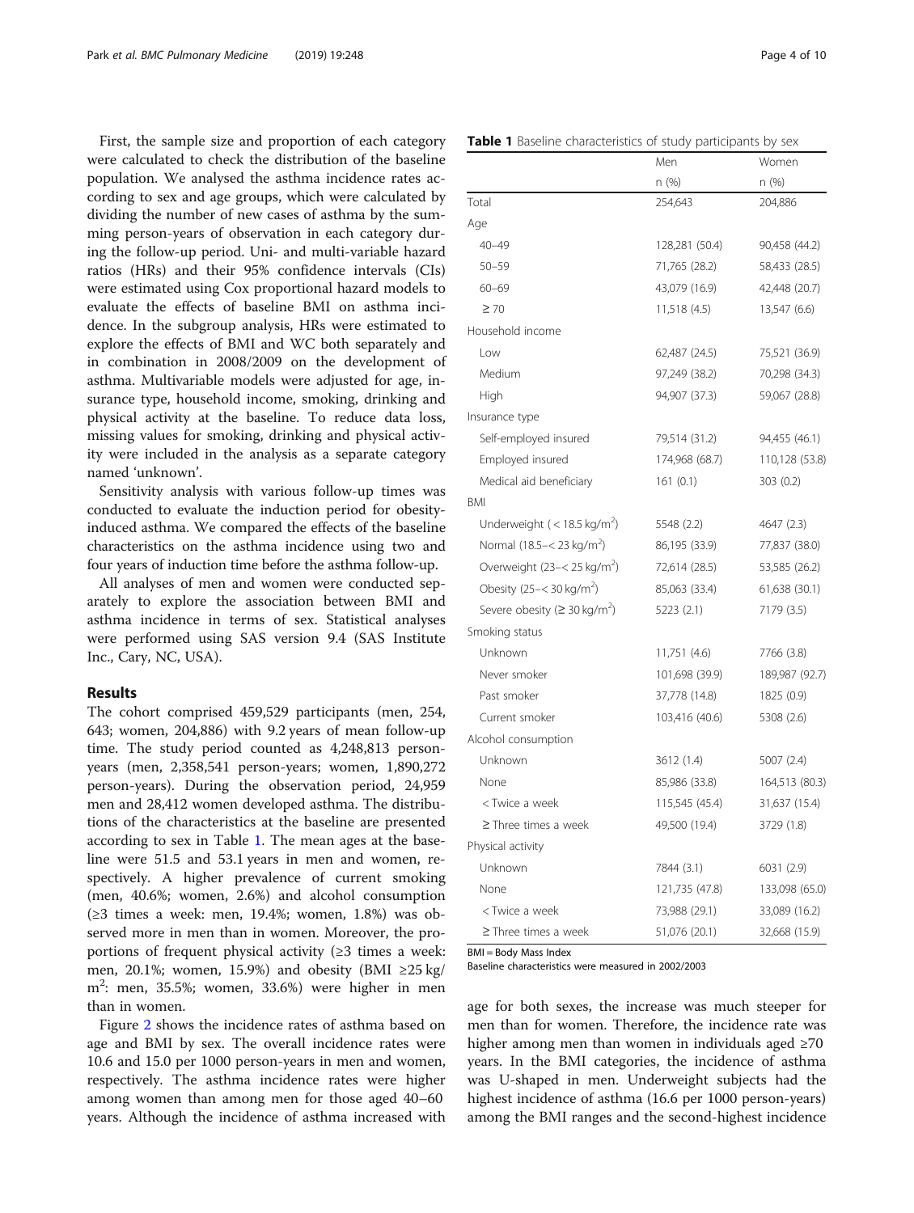First, the sample size and proportion of each category were calculated to check the distribution of the baseline population. We analysed the asthma incidence rates according to sex and age groups, which were calculated by dividing the number of new cases of asthma by the summing person-years of observation in each category during the follow-up period. Uni- and multi-variable hazard ratios (HRs) and their 95% confidence intervals (CIs) were estimated using Cox proportional hazard models to evaluate the effects of baseline BMI on asthma incidence. In the subgroup analysis, HRs were estimated to explore the effects of BMI and WC both separately and in combination in 2008/2009 on the development of asthma. Multivariable models were adjusted for age, insurance type, household income, smoking, drinking and physical activity at the baseline. To reduce data loss, missing values for smoking, drinking and physical activity were included in the analysis as a separate category named 'unknown'.

Sensitivity analysis with various follow-up times was conducted to evaluate the induction period for obesity-induced asthma. We compared the effects of the baseline characteristics on the asthma incidence using two and four years of induction time before the asthma follow-up.

All analyses of men and women were conducted separately to explore the association between BMI and asthma incidence in terms of sex. Statistical analyses were performed using SAS version 9.4 (SAS Institute Inc., Cary, NC, USA).

## Results

The cohort comprised 459,529 participants (men, 254,643; women, 204,886) with 9.2 years of mean follow-up time. The study period counted as 4,248,813 person-years (men, 2,358,541 person-years; women, 1,890,272 person-years). During the observation period, 24,959 men and 28,412 women developed asthma. The distributions of the characteristics at the baseline are presented according to sex in Table 1. The mean ages at the baseline were 51.5 and 53.1 years in men and women, respectively. A higher prevalence of current smoking (men, 40.6%; women, 2.6%) and alcohol consumption (≥3 times a week: men, 19.4%; women, 1.8%) was observed more in men than in women. Moreover, the proportions of frequent physical activity (≥3 times a week: men, 20.1%; women, 15.9%) and obesity (BMI ≥25 kg/m$^2$: men, 35.5%; women, 33.6%) were higher in men than in women.

Figure 2 shows the incidence rates of asthma based on age and BMI by sex. The overall incidence rates were 10.6 and 15.0 per 1000 person-years in men and women, respectively. The asthma incidence rates were higher among women than among men for those aged 40–60 years. Although the incidence of asthma increased with age for both sexes, the increase was much steeper for men than for women. Therefore, the incidence rate was higher among men than women in individuals aged ≥70 years. In the BMI categories, the incidence of asthma was U-shaped in men. Underweight subjects had the highest incidence of asthma (16.6 per 1000 person-years) among the BMI ranges and the second-highest incidence

**Table 1** Baseline characteristics of study participants by sex

| | Men | Women |
|---|---|---|
| | n (%) | n (%) |
| Total | 254,643 | 204,886 |
| Age | | |
| 40–49 | 128,281 (50.4) | 90,458 (44.2) |
| 50–59 | 71,765 (28.2) | 58,433 (28.5) |
| 60–69 | 43,079 (16.9) | 42,448 (20.7) |
| ≥ 70 | 11,518 (4.5) | 13,547 (6.6) |
| Household income | | |
| Low | 62,487 (24.5) | 75,521 (36.9) |
| Medium | 97,249 (38.2) | 70,298 (34.3) |
| High | 94,907 (37.3) | 59,067 (28.8) |
| Insurance type | | |
| Self-employed insured | 79,514 (31.2) | 94,455 (46.1) |
| Employed insured | 174,968 (68.7) | 110,128 (53.8) |
| Medical aid beneficiary | 161 (0.1) | 303 (0.2) |
| BMI | | |
| Underweight (< 18.5 kg/m$^2$) | 5548 (2.2) | 4647 (2.3) |
| Normal (18.5–< 23 kg/m$^2$) | 86,195 (33.9) | 77,837 (38.0) |
| Overweight (23–< 25 kg/m$^2$) | 72,614 (28.5) | 53,585 (26.2) |
| Obesity (25–< 30 kg/m$^2$) | 85,063 (33.4) | 61,638 (30.1) |
| Severe obesity (≥ 30 kg/m$^2$) | 5223 (2.1) | 7179 (3.5) |
| Smoking status | | |
| Unknown | 11,751 (4.6) | 7766 (3.8) |
| Never smoker | 101,698 (39.9) | 189,987 (92.7) |
| Past smoker | 37,778 (14.8) | 1825 (0.9) |
| Current smoker | 103,416 (40.6) | 5308 (2.6) |
| Alcohol consumption | | |
| Unknown | 3612 (1.4) | 5007 (2.4) |
| None | 85,986 (33.8) | 164,513 (80.3) |
| < Twice a week | 115,545 (45.4) | 31,637 (15.4) |
| ≥ Three times a week | 49,500 (19.4) | 3729 (1.8) |
| Physical activity | | |
| Unknown | 7844 (3.1) | 6031 (2.9) |
| None | 121,735 (47.8) | 133,098 (65.0) |
| < Twice a week | 73,988 (29.1) | 33,089 (16.2) |
| ≥ Three times a week | 51,076 (20.1) | 32,668 (15.9) |

BMI = Body Mass Index
Baseline characteristics were measured in 2002/2003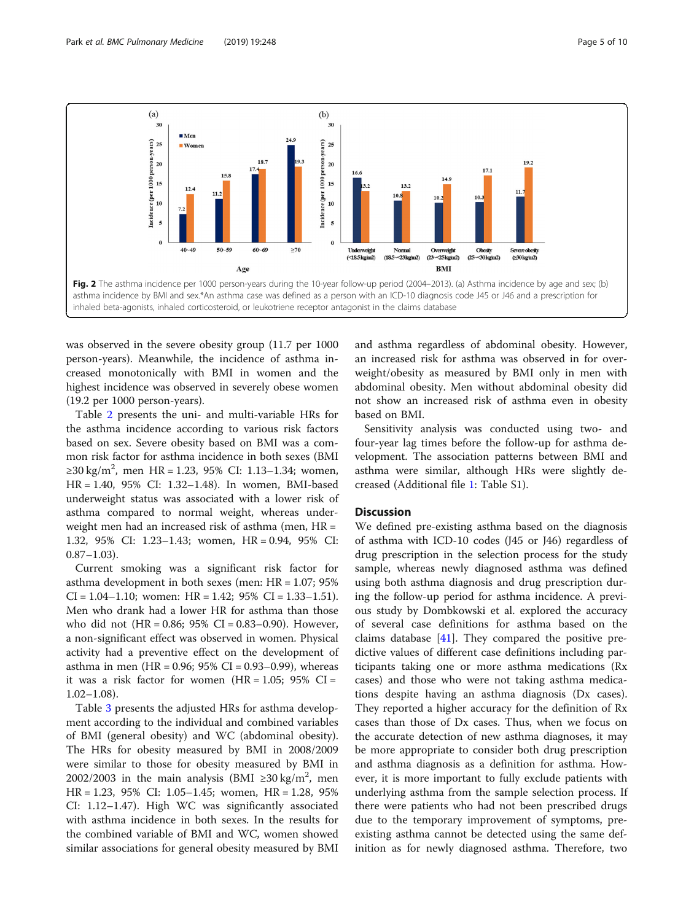Fig. 2 The asthma incidence per 1000 person-years during the 10-year follow-up period (2004–2013). (a) Asthma incidence by age and sex; (b) asthma incidence by BMI and sex.*An asthma case was defined as a person with an ICD-10 diagnosis code J45 or J46 and a prescription for inhaled beta-agonists, inhaled corticosteroid, or leukotriene receptor antagonist in the claims database

was observed in the severe obesity group (11.7 per 1000 person-years). Meanwhile, the incidence of asthma increased monotonically with BMI in women and the highest incidence was observed in severely obese women (19.2 per 1000 person-years).

Table 2 presents the uni- and multi-variable HRs for the asthma incidence according to various risk factors based on sex. Severe obesity based on BMI was a common risk factor for asthma incidence in both sexes (BMI ≥30 kg/m$^2$, men HR = 1.23, 95% CI: 1.13–1.34; women, HR = 1.40, 95% CI: 1.32–1.48). In women, BMI-based underweight status was associated with a lower risk of asthma compared to normal weight, whereas underweight men had an increased risk of asthma (men, HR = 1.32, 95% CI: 1.23–1.43; women, HR = 0.94, 95% CI: 0.87–1.03).

Current smoking was a significant risk factor for asthma development in both sexes (men: HR = 1.07; 95% CI = 1.04–1.10; women: HR = 1.42; 95% CI = 1.33–1.51). Men who drank had a lower HR for asthma than those who did not (HR = 0.86; 95% CI = 0.83–0.90). However, a non-significant effect was observed in women. Physical activity had a preventive effect on the development of asthma in men (HR = 0.96; 95% CI = 0.93–0.99), whereas it was a risk factor for women (HR = 1.05; 95% CI = 1.02–1.08).

Table 3 presents the adjusted HRs for asthma development according to the individual and combined variables of BMI (general obesity) and WC (abdominal obesity). The HRs for obesity measured by BMI in 2008/2009 were similar to those for obesity measured by BMI in 2002/2003 in the main analysis (BMI ≥30 kg/m$^2$, men HR = 1.23, 95% CI: 1.05–1.45; women, HR = 1.28, 95% CI: 1.12–1.47). High WC was significantly associated with asthma incidence in both sexes. In the results for the combined variable of BMI and WC, women showed similar associations for general obesity measured by BMI and asthma regardless of abdominal obesity. However, an increased risk for asthma was observed in for overweight/obesity as measured by BMI only in men with abdominal obesity. Men without abdominal obesity did not show an increased risk of asthma even in obesity based on BMI.

Sensitivity analysis was conducted using two- and four-year lag times before the follow-up for asthma development. The association patterns between BMI and asthma were similar, although HRs were slightly decreased (Additional file 1: Table S1).

## Discussion

We defined pre-existing asthma based on the diagnosis of asthma with ICD-10 codes (J45 or J46) regardless of drug prescription in the selection process for the study sample, whereas newly diagnosed asthma was defined using both asthma diagnosis and drug prescription during the follow-up period for asthma incidence. A previous study by Dombkowski et al. explored the accuracy of several case definitions for asthma based on the claims database [41]. They compared the positive predictive values of different case definitions including participants taking one or more asthma medications (Rx cases) and those who were not taking asthma medications despite having an asthma diagnosis (Dx cases). They reported a higher accuracy for the definition of Rx cases than those of Dx cases. Thus, when we focus on the accurate detection of new asthma diagnoses, it may be more appropriate to consider both drug prescription and asthma diagnosis as a definition for asthma. However, it is more important to fully exclude patients with underlying asthma from the sample selection process. If there were patients who had not been prescribed drugs due to the temporary improvement of symptoms, pre-existing asthma cannot be detected using the same definition as for newly diagnosed asthma. Therefore, two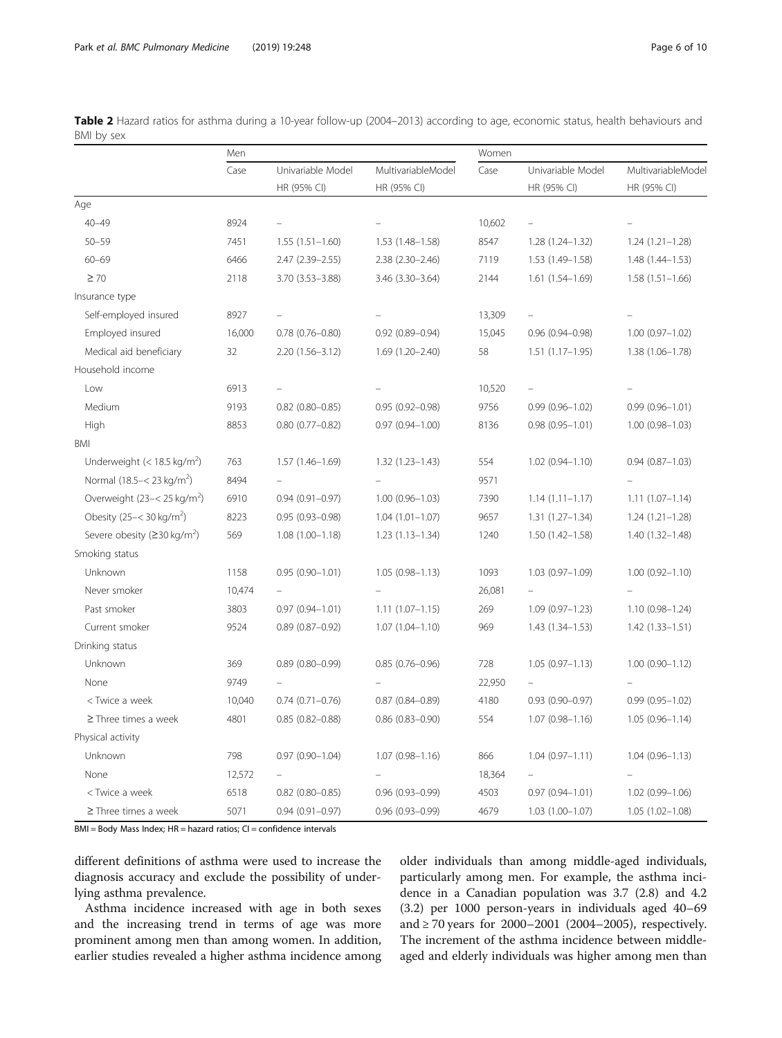**Table 2** Hazard ratios for asthma during a 10-year follow-up (2004–2013) according to age, economic status, health behaviours and BMI by sex

| | Men | | | Women | | |
|---|---|---|---|---|---|---|
| | Case | Univariable Model HR (95% CI) | MultivariableModel HR (95% CI) | Case | Univariable Model HR (95% CI) | MultivariableModel HR (95% CI) |
| Age | | | | | | |
| 40–49 | 8924 | – | – | 10,602 | – | – |
| 50–59 | 7451 | 1.55 (1.51–1.60) | 1.53 (1.48–1.58) | 8547 | 1.28 (1.24–1.32) | 1.24 (1.21–1.28) |
| 60–69 | 6466 | 2.47 (2.39–2.55) | 2.38 (2.30–2.46) | 7119 | 1.53 (1.49–1.58) | 1.48 (1.44–1.53) |
| ≥ 70 | 2118 | 3.70 (3.53–3.88) | 3.46 (3.30–3.64) | 2144 | 1.61 (1.54–1.69) | 1.58 (1.51–1.66) |
| Insurance type | | | | | | |
| Self-employed insured | 8927 | – | – | 13,309 | – | – |
| Employed insured | 16,000 | 0.78 (0.76–0.80) | 0.92 (0.89–0.94) | 15,045 | 0.96 (0.94–0.98) | 1.00 (0.97–1.02) |
| Medical aid beneficiary | 32 | 2.20 (1.56–3.12) | 1.69 (1.20–2.40) | 58 | 1.51 (1.17–1.95) | 1.38 (1.06–1.78) |
| Household income | | | | | | |
| Low | 6913 | – | – | 10,520 | – | – |
| Medium | 9193 | 0.82 (0.80–0.85) | 0.95 (0.92–0.98) | 9756 | 0.99 (0.96–1.02) | 0.99 (0.96–1.01) |
| High | 8853 | 0.80 (0.77–0.82) | 0.97 (0.94–1.00) | 8136 | 0.98 (0.95–1.01) | 1.00 (0.98–1.03) |
| BMI | | | | | | |
| Underweight (< 18.5 kg/m$^2$) | 763 | 1.57 (1.46–1.69) | 1.32 (1.23–1.43) | 554 | 1.02 (0.94–1.10) | 0.94 (0.87–1.03) |
| Normal (18.5–< 23 kg/m$^2$) | 8494 | – | – | 9571 | | – |
| Overweight (23–< 25 kg/m$^2$) | 6910 | 0.94 (0.91–0.97) | 1.00 (0.96–1.03) | 7390 | 1.14 (1.11–1.17) | 1.11 (1.07–1.14) |
| Obesity (25–< 30 kg/m$^2$) | 8223 | 0.95 (0.93–0.98) | 1.04 (1.01–1.07) | 9657 | 1.31 (1.27–1.34) | 1.24 (1.21–1.28) |
| Severe obesity (≥30 kg/m$^2$) | 569 | 1.08 (1.00–1.18) | 1.23 (1.13–1.34) | 1240 | 1.50 (1.42–1.58) | 1.40 (1.32–1.48) |
| Smoking status | | | | | | |
| Unknown | 1158 | 0.95 (0.90–1.01) | 1.05 (0.98–1.13) | 1093 | 1.03 (0.97–1.09) | 1.00 (0.92–1.10) |
| Never smoker | 10,474 | – | – | 26,081 | – | – |
| Past smoker | 3803 | 0.97 (0.94–1.01) | 1.11 (1.07–1.15) | 269 | 1.09 (0.97–1.23) | 1.10 (0.98–1.24) |
| Current smoker | 9524 | 0.89 (0.87–0.92) | 1.07 (1.04–1.10) | 969 | 1.43 (1.34–1.53) | 1.42 (1.33–1.51) |
| Drinking status | | | | | | |
| Unknown | 369 | 0.89 (0.80–0.99) | 0.85 (0.76–0.96) | 728 | 1.05 (0.97–1.13) | 1.00 (0.90–1.12) |
| None | 9749 | – | – | 22,950 | – | – |
| < Twice a week | 10,040 | 0.74 (0.71–0.76) | 0.87 (0.84–0.89) | 4180 | 0.93 (0.90–0.97) | 0.99 (0.95–1.02) |
| ≥ Three times a week | 4801 | 0.85 (0.82–0.88) | 0.86 (0.83–0.90) | 554 | 1.07 (0.98–1.16) | 1.05 (0.96–1.14) |
| Physical activity | | | | | | |
| Unknown | 798 | 0.97 (0.90–1.04) | 1.07 (0.98–1.16) | 866 | 1.04 (0.97–1.11) | 1.04 (0.96–1.13) |
| None | 12,572 | – | – | 18,364 | – | – |
| < Twice a week | 6518 | 0.82 (0.80–0.85) | 0.96 (0.93–0.99) | 4503 | 0.97 (0.94–1.01) | 1.02 (0.99–1.06) |
| ≥ Three times a week | 5071 | 0.94 (0.91–0.97) | 0.96 (0.93–0.99) | 4679 | 1.03 (1.00–1.07) | 1.05 (1.02–1.08) |

BMI = Body Mass Index; HR = hazard ratios; CI = confidence intervals

different definitions of asthma were used to increase the diagnosis accuracy and exclude the possibility of underlying asthma prevalence.

Asthma incidence increased with age in both sexes and the increasing trend in terms of age was more prominent among men than among women. In addition, earlier studies revealed a higher asthma incidence among older individuals than among middle-aged individuals, particularly among men. For example, the asthma incidence in a Canadian population was 3.7 (2.8) and 4.2 (3.2) per 1000 person-years in individuals aged 40–69 and ≥ 70 years for 2000–2001 (2004–2005), respectively. The increment of the asthma incidence between middle-aged and elderly individuals was higher among men than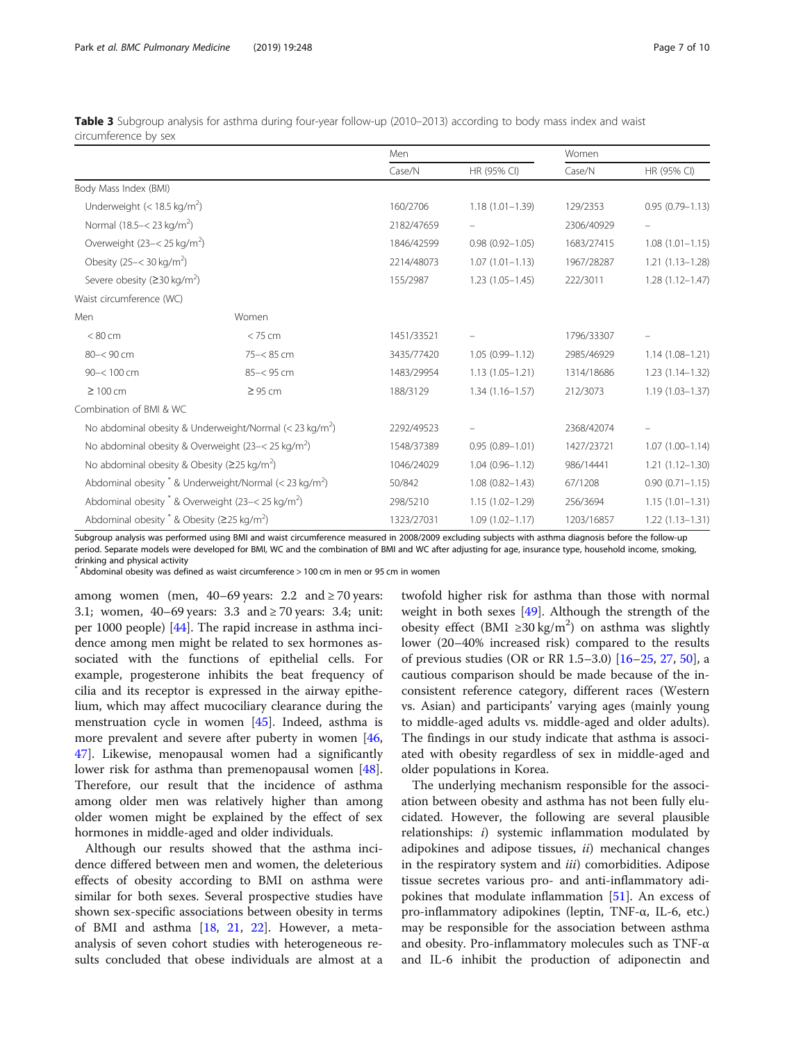**Table 3** Subgroup analysis for asthma during four-year follow-up (2010–2013) according to body mass index and waist circumference by sex

| | | Men | | Women | |
|---|---|---|---|---|---|
| | | Case/N | HR (95% CI) | Case/N | HR (95% CI) |
| Body Mass Index (BMI) | | | | | |
| Underweight (< 18.5 kg/m$^2$) | | 160/2706 | 1.18 (1.01–1.39) | 129/2353 | 0.95 (0.79–1.13) |
| Normal (18.5–< 23 kg/m$^2$) | | 2182/47659 | – | 2306/40929 | – |
| Overweight (23–< 25 kg/m$^2$) | | 1846/42599 | 0.98 (0.92–1.05) | 1683/27415 | 1.08 (1.01–1.15) |
| Obesity (25–< 30 kg/m$^2$) | | 2214/48073 | 1.07 (1.01–1.13) | 1967/28287 | 1.21 (1.13–1.28) |
| Severe obesity (≥30 kg/m$^2$) | | 155/2987 | 1.23 (1.05–1.45) | 222/3011 | 1.28 (1.12–1.47) |
| Waist circumference (WC) | | | | | |
| Men | Women | | | | |
| < 80 cm | < 75 cm | 1451/33521 | – | 1796/33307 | – |
| 80–< 90 cm | 75–< 85 cm | 3435/77420 | 1.05 (0.99–1.12) | 2985/46929 | 1.14 (1.08–1.21) |
| 90–< 100 cm | 85–< 95 cm | 1483/29954 | 1.13 (1.05–1.21) | 1314/18686 | 1.23 (1.14–1.32) |
| ≥ 100 cm | ≥ 95 cm | 188/3129 | 1.34 (1.16–1.57) | 212/3073 | 1.19 (1.03–1.37) |
| Combination of BMI & WC | | | | | |
| No abdominal obesity & Underweight/Normal (< 23 kg/m$^2$) | | 2292/49523 | – | 2368/42074 | – |
| No abdominal obesity & Overweight (23–< 25 kg/m$^2$) | | 1548/37389 | 0.95 (0.89–1.01) | 1427/23721 | 1.07 (1.00–1.14) |
| No abdominal obesity & Obesity (≥25 kg/m$^2$) | | 1046/24029 | 1.04 (0.96–1.12) | 986/14441 | 1.21 (1.12–1.30) |
| Abdominal obesity * & Underweight/Normal (< 23 kg/m$^2$) | | 50/842 | 1.08 (0.82–1.43) | 67/1208 | 0.90 (0.71–1.15) |
| Abdominal obesity * & Overweight (23–< 25 kg/m$^2$) | | 298/5210 | 1.15 (1.02–1.29) | 256/3694 | 1.15 (1.01–1.31) |
| Abdominal obesity * & Obesity (≥25 kg/m$^2$) | | 1323/27031 | 1.09 (1.02–1.17) | 1203/16857 | 1.22 (1.13–1.31) |

Subgroup analysis was performed using BMI and waist circumference measured in 2008/2009 excluding subjects with asthma diagnosis before the follow-up period. Separate models were developed for BMI, WC and the combination of BMI and WC after adjusting for age, insurance type, household income, smoking, drinking and physical activity

* Abdominal obesity was defined as waist circumference > 100 cm in men or 95 cm in women

among women (men, 40–69 years: 2.2 and ≥ 70 years: 3.1; women, 40–69 years: 3.3 and ≥ 70 years: 3.4; unit: per 1000 people) [44]. The rapid increase in asthma incidence among men might be related to sex hormones associated with the functions of epithelial cells. For example, progesterone inhibits the beat frequency of cilia and its receptor is expressed in the airway epithelium, which may affect mucociliary clearance during the menstruation cycle in women [45]. Indeed, asthma is more prevalent and severe after puberty in women [46, 47]. Likewise, menopausal women had a significantly lower risk for asthma than premenopausal women [48]. Therefore, our result that the incidence of asthma among older men was relatively higher than among older women might be explained by the effect of sex hormones in middle-aged and older individuals.

Although our results showed that the asthma incidence differed between men and women, the deleterious effects of obesity according to BMI on asthma were similar for both sexes. Several prospective studies have shown sex-specific associations between obesity in terms of BMI and asthma [18, 21, 22]. However, a meta-analysis of seven cohort studies with heterogeneous results concluded that obese individuals are almost at a twofold higher risk for asthma than those with normal weight in both sexes [49]. Although the strength of the obesity effect (BMI ≥30 kg/m$^2$) on asthma was slightly lower (20–40% increased risk) compared to the results of previous studies (OR or RR 1.5–3.0) [16–25, 27, 50], a cautious comparison should be made because of the inconsistent reference category, different races (Western vs. Asian) and participants' varying ages (mainly young to middle-aged adults vs. middle-aged and older adults). The findings in our study indicate that asthma is associated with obesity regardless of sex in middle-aged and older populations in Korea.

The underlying mechanism responsible for the association between obesity and asthma has not been fully elucidated. However, the following are several plausible relationships: *i)* systemic inflammation modulated by adipokines and adipose tissues, *ii)* mechanical changes in the respiratory system and *iii)* comorbidities. Adipose tissue secretes various pro- and anti-inflammatory adipokines that modulate inflammation [51]. An excess of pro-inflammatory adipokines (leptin, TNF-α, IL-6, etc.) may be responsible for the association between asthma and obesity. Pro-inflammatory molecules such as TNF-α and IL-6 inhibit the production of adiponectin and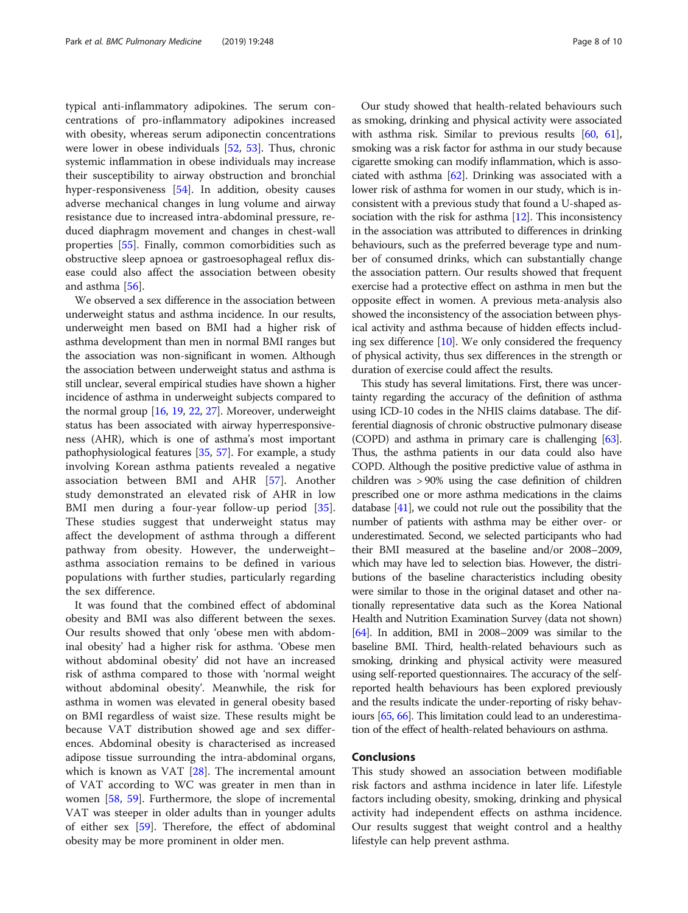typical anti-inflammatory adipokines. The serum concentrations of pro-inflammatory adipokines increased with obesity, whereas serum adiponectin concentrations were lower in obese individuals [52, 53]. Thus, chronic systemic inflammation in obese individuals may increase their susceptibility to airway obstruction and bronchial hyper-responsiveness [54]. In addition, obesity causes adverse mechanical changes in lung volume and airway resistance due to increased intra-abdominal pressure, reduced diaphragm movement and changes in chest-wall properties [55]. Finally, common comorbidities such as obstructive sleep apnoea or gastroesophageal reflux disease could also affect the association between obesity and asthma [56].

We observed a sex difference in the association between underweight status and asthma incidence. In our results, underweight men based on BMI had a higher risk of asthma development than men in normal BMI ranges but the association was non-significant in women. Although the association between underweight status and asthma is still unclear, several empirical studies have shown a higher incidence of asthma in underweight subjects compared to the normal group [16, 19, 22, 27]. Moreover, underweight status has been associated with airway hyperresponsiveness (AHR), which is one of asthma's most important pathophysiological features [35, 57]. For example, a study involving Korean asthma patients revealed a negative association between BMI and AHR [57]. Another study demonstrated an elevated risk of AHR in low BMI men during a four-year follow-up period [35]. These studies suggest that underweight status may affect the development of asthma through a different pathway from obesity. However, the underweight–asthma association remains to be defined in various populations with further studies, particularly regarding the sex difference.

It was found that the combined effect of abdominal obesity and BMI was also different between the sexes. Our results showed that only 'obese men with abdominal obesity' had a higher risk for asthma. 'Obese men without abdominal obesity' did not have an increased risk of asthma compared to those with 'normal weight without abdominal obesity'. Meanwhile, the risk for asthma in women was elevated in general obesity based on BMI regardless of waist size. These results might be because VAT distribution showed age and sex differences. Abdominal obesity is characterised as increased adipose tissue surrounding the intra-abdominal organs, which is known as VAT [28]. The incremental amount of VAT according to WC was greater in men than in women [58, 59]. Furthermore, the slope of incremental VAT was steeper in older adults than in younger adults of either sex [59]. Therefore, the effect of abdominal obesity may be more prominent in older men.

Our study showed that health-related behaviours such as smoking, drinking and physical activity were associated with asthma risk. Similar to previous results [60, 61], smoking was a risk factor for asthma in our study because cigarette smoking can modify inflammation, which is associated with asthma [62]. Drinking was associated with a lower risk of asthma for women in our study, which is inconsistent with a previous study that found a U-shaped association with the risk for asthma [12]. This inconsistency in the association was attributed to differences in drinking behaviours, such as the preferred beverage type and number of consumed drinks, which can substantially change the association pattern. Our results showed that frequent exercise had a protective effect on asthma in men but the opposite effect in women. A previous meta-analysis also showed the inconsistency of the association between physical activity and asthma because of hidden effects including sex difference [10]. We only considered the frequency of physical activity, thus sex differences in the strength or duration of exercise could affect the results.

This study has several limitations. First, there was uncertainty regarding the accuracy of the definition of asthma using ICD-10 codes in the NHIS claims database. The differential diagnosis of chronic obstructive pulmonary disease (COPD) and asthma in primary care is challenging [63]. Thus, the asthma patients in our data could also have COPD. Although the positive predictive value of asthma in children was > 90% using the case definition of children prescribed one or more asthma medications in the claims database [41], we could not rule out the possibility that the number of patients with asthma may be either over- or underestimated. Second, we selected participants who had their BMI measured at the baseline and/or 2008–2009, which may have led to selection bias. However, the distributions of the baseline characteristics including obesity were similar to those in the original dataset and other nationally representative data such as the Korea National Health and Nutrition Examination Survey (data not shown) [64]. In addition, BMI in 2008–2009 was similar to the baseline BMI. Third, health-related behaviours such as smoking, drinking and physical activity were measured using self-reported questionnaires. The accuracy of the self-reported health behaviours has been explored previously and the results indicate the under-reporting of risky behaviours [65, 66]. This limitation could lead to an underestimation of the effect of health-related behaviours on asthma.

## Conclusions

This study showed an association between modifiable risk factors and asthma incidence in later life. Lifestyle factors including obesity, smoking, drinking and physical activity had independent effects on asthma incidence. Our results suggest that weight control and a healthy lifestyle can help prevent asthma.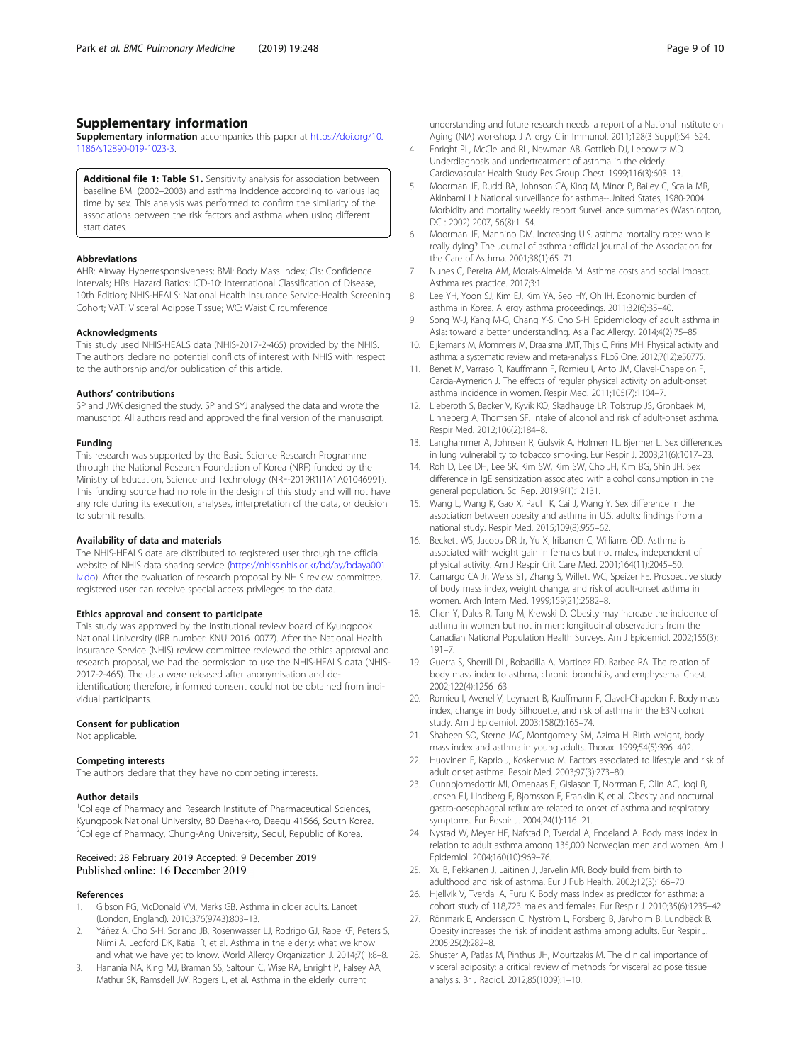## Supplementary information

**Supplementary information** accompanies this paper at https://doi.org/10.1186/s12890-019-1023-3.

**Additional file 1: Table S1.** Sensitivity analysis for association between baseline BMI (2002–2003) and asthma incidence according to various lag time by sex. This analysis was performed to confirm the similarity of the associations between the risk factors and asthma when using different start dates.

### Abbreviations

AHR: Airway Hyperresponsiveness; BMI: Body Mass Index; CIs: Confidence Intervals; HRs: Hazard Ratios; ICD-10: International Classification of Disease, 10th Edition; NHIS-HEALS: National Health Insurance Service-Health Screening Cohort; VAT: Visceral Adipose Tissue; WC: Waist Circumference

### Acknowledgments

This study used NHIS-HEALS data (NHIS-2017-2-465) provided by the NHIS. The authors declare no potential conflicts of interest with NHIS with respect to the authorship and/or publication of this article.

### Authors' contributions

SP and JWK designed the study. SP and SYJ analysed the data and wrote the manuscript. All authors read and approved the final version of the manuscript.

### Funding

This research was supported by the Basic Science Research Programme through the National Research Foundation of Korea (NRF) funded by the Ministry of Education, Science and Technology (NRF-2019R1I1A1A01046991). This funding source had no role in the design of this study and will not have any role during its execution, analyses, interpretation of the data, or decision to submit results.

### Availability of data and materials

The NHIS-HEALS data are distributed to registered user through the official website of NHIS data sharing service (https://nhiss.nhis.or.kr/bd/ay/bdaya001iv.do). After the evaluation of research proposal by NHIS review committee, registered user can receive special access privileges to the data.

### Ethics approval and consent to participate

This study was approved by the institutional review board of Kyungpook National University (IRB number: KNU 2016–0077). After the National Health Insurance Service (NHIS) review committee reviewed the ethics approval and research proposal, we had the permission to use the NHIS-HEALS data (NHIS-2017-2-465). The data were released after anonymisation and de-identification; therefore, informed consent could not be obtained from individual participants.

### Consent for publication

Not applicable.

### Competing interests

The authors declare that they have no competing interests.

### Author details

[1]College of Pharmacy and Research Institute of Pharmaceutical Sciences, Kyungpook National University, 80 Daehak-ro, Daegu 41566, South Korea. [2]College of Pharmacy, Chung-Ang University, Seoul, Republic of Korea.

Received: 28 February 2019 Accepted: 9 December 2019
Published online: 16 December 2019

### References

1. Gibson PG, McDonald VM, Marks GB. Asthma in older adults. Lancet (London, England). 2010;376(9743):803–13.
2. Yáñez A, Cho S-H, Soriano JB, Rosenwasser LJ, Rodrigo GJ, Rabe KF, Peters S, Niimi A, Ledford DK, Katial R, et al. Asthma in the elderly: what we know and what we have yet to know. World Allergy Organization J. 2014;7(1):8–8.
3. Hanania NA, King MJ, Braman SS, Saltoun C, Wise RA, Enright P, Falsey AA, Mathur SK, Ramsdell JW, Rogers L, et al. Asthma in the elderly: current understanding and future research needs: a report of a National Institute on Aging (NIA) workshop. J Allergy Clin Immunol. 2011;128(3 Suppl):S4–S24.
4. Enright PL, McClelland RL, Newman AB, Gottlieb DJ, Lebowitz MD. Underdiagnosis and undertreatment of asthma in the elderly. Cardiovascular Health Study Res Group Chest. 1999;116(3):603–13.
5. Moorman JE, Rudd RA, Johnson CA, King M, Minor P, Bailey C, Scalia MR, Akinbami LJ: National surveillance for asthma--United States, 1980-2004. Morbidity and mortality weekly report Surveillance summaries (Washington, DC : 2002) 2007, 56(8):1–54.
6. Moorman JE, Mannino DM. Increasing U.S. asthma mortality rates: who is really dying? The Journal of asthma : official journal of the Association for the Care of Asthma. 2001;38(1):65–71.
7. Nunes C, Pereira AM, Morais-Almeida M. Asthma costs and social impact. Asthma res practice. 2017;3:1.
8. Lee YH, Yoon SJ, Kim EJ, Kim YA, Seo HY, Oh IH. Economic burden of asthma in Korea. Allergy asthma proceedings. 2011;32(6):35–40.
9. Song W-J, Kang M-G, Chang Y-S, Cho S-H. Epidemiology of adult asthma in Asia: toward a better understanding. Asia Pac Allergy. 2014;4(2):75–85.
10. Eijkemans M, Mommers M, Draaisma JMT, Thijs C, Prins MH. Physical activity and asthma: a systematic review and meta-analysis. PLoS One. 2012;7(12):e50775.
11. Benet M, Varraso R, Kauffmann F, Romieu I, Anto JM, Clavel-Chapelon F, Garcia-Aymerich J. The effects of regular physical activity on adult-onset asthma incidence in women. Respir Med. 2011;105(7):1104–7.
12. Lieberoth S, Backer V, Kyvik KO, Skadhauge LR, Tolstrup JS, Gronbaek M, Linneberg A, Thomsen SF. Intake of alcohol and risk of adult-onset asthma. Respir Med. 2012;106(2):184–8.
13. Langhammer A, Johnsen R, Gulsvik A, Holmen TL, Bjermer L. Sex differences in lung vulnerability to tobacco smoking. Eur Respir J. 2003;21(6):1017–23.
14. Roh D, Lee DH, Lee SK, Kim SW, Kim SW, Cho JH, Kim BG, Shin JH. Sex difference in IgE sensitization associated with alcohol consumption in the general population. Sci Rep. 2019;9(1):12131.
15. Wang L, Wang K, Gao X, Paul TK, Cai J, Wang Y. Sex difference in the association between obesity and asthma in U.S. adults: findings from a national study. Respir Med. 2015;109(8):955–62.
16. Beckett WS, Jacobs DR Jr, Yu X, Iribarren C, Williams OD. Asthma is associated with weight gain in females but not males, independent of physical activity. Am J Respir Crit Care Med. 2001;164(11):2045–50.
17. Camargo CA Jr, Weiss ST, Zhang S, Willett WC, Speizer FE. Prospective study of body mass index, weight change, and risk of adult-onset asthma in women. Arch Intern Med. 1999;159(21):2582–8.
18. Chen Y, Dales R, Tang M, Krewski D. Obesity may increase the incidence of asthma in women but not in men: longitudinal observations from the Canadian National Population Health Surveys. Am J Epidemiol. 2002;155(3):191–7.
19. Guerra S, Sherrill DL, Bobadilla A, Martinez FD, Barbee RA. The relation of body mass index to asthma, chronic bronchitis, and emphysema. Chest. 2002;122(4):1256–63.
20. Romieu I, Avenel V, Leynaert B, Kauffmann F, Clavel-Chapelon F. Body mass index, change in body Silhouette, and risk of asthma in the E3N cohort study. Am J Epidemiol. 2003;158(2):165–74.
21. Shaheen SO, Sterne JAC, Montgomery SM, Azima H. Birth weight, body mass index and asthma in young adults. Thorax. 1999;54(5):396–402.
22. Huovinen E, Kaprio J, Koskenvuo M. Factors associated to lifestyle and risk of adult onset asthma. Respir Med. 2003;97(3):273–80.
23. Gunnbjornsdottir MI, Omenaas E, Gislason T, Norrman E, Olin AC, Jogi R, Jensen EJ, Lindberg E, Bjornsson E, Franklin K, et al. Obesity and nocturnal gastro-oesophageal reflux are related to onset of asthma and respiratory symptoms. Eur Respir J. 2004;24(1):116–21.
24. Nystad W, Meyer HE, Nafstad P, Tverdal A, Engeland A. Body mass index in relation to adult asthma among 135,000 Norwegian men and women. Am J Epidemiol. 2004;160(10):969–76.
25. Xu B, Pekkanen J, Laitinen J, Jarvelin MR. Body build from birth to adulthood and risk of asthma. Eur J Pub Health. 2002;12(3):166–70.
26. Hjellvik V, Tverdal A, Furu K. Body mass index as predictor for asthma: a cohort study of 118,723 males and females. Eur Respir J. 2010;35(6):1235–42.
27. Rönmark E, Andersson C, Nyström L, Forsberg B, Järvholm B, Lundbäck B. Obesity increases the risk of incident asthma among adults. Eur Respir J. 2005;25(2):282–8.
28. Shuster A, Patlas M, Pinthus JH, Mourtzakis M. The clinical importance of visceral adiposity: a critical review of methods for visceral adipose tissue analysis. Br J Radiol. 2012;85(1009):1–10.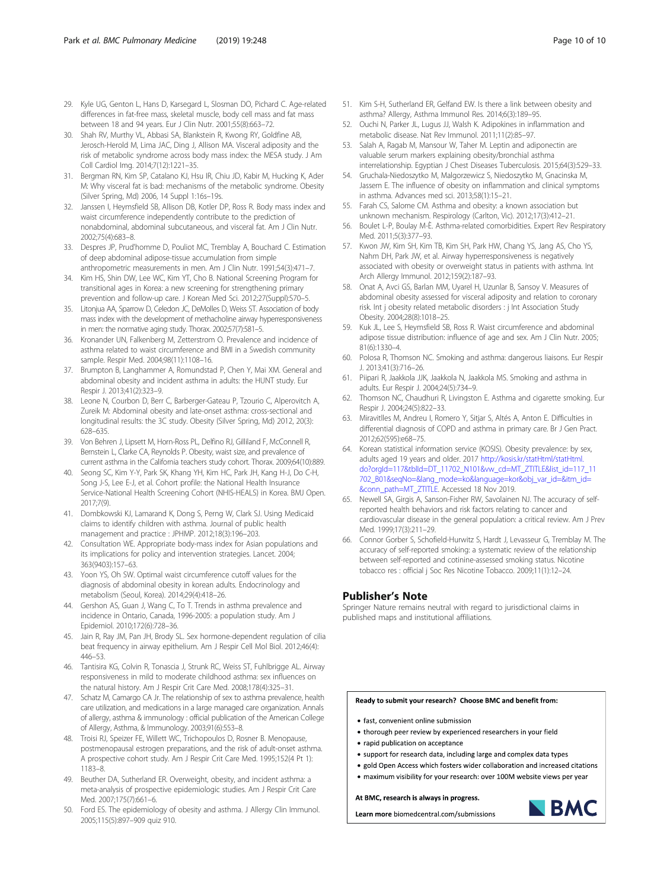29. Kyle UG, Genton L, Hans D, Karsegard L, Slosman DO, Pichard C. Age-related differences in fat-free mass, skeletal muscle, body cell mass and fat mass between 18 and 94 years. Eur J Clin Nutr. 2001;55(8):663–72.
30. Shah RV, Murthy VL, Abbasi SA, Blankstein R, Kwong RY, Goldfine AB, Jerosch-Herold M, Lima JAC, Ding J, Allison MA. Visceral adiposity and the risk of metabolic syndrome across body mass index: the MESA study. J Am Coll Cardiol Img. 2014;7(12):1221–35.
31. Bergman RN, Kim SP, Catalano KJ, Hsu IR, Chiu JD, Kabir M, Hucking K, Ader M: Why visceral fat is bad: mechanisms of the metabolic syndrome. Obesity (Silver Spring, Md) 2006, 14 Suppl 1:16s–19s.
32. Janssen I, Heymsfield SB, Allison DB, Kotler DP, Ross R. Body mass index and waist circumference independently contribute to the prediction of nonabdominal, abdominal subcutaneous, and visceral fat. Am J Clin Nutr. 2002;75(4):683–8.
33. Despres JP, Prud'homme D, Pouliot MC, Tremblay A, Bouchard C. Estimation of deep abdominal adipose-tissue accumulation from simple anthropometric measurements in men. Am J Clin Nutr. 1991;54(3):471–7.
34. Kim HS, Shin DW, Lee WC, Kim YT, Cho B. National Screening Program for transitional ages in Korea: a new screening for strengthening primary prevention and follow-up care. J Korean Med Sci. 2012;27(Suppl):S70–5.
35. Litonjua AA, Sparrow D, Celedon JC, DeMolles D, Weiss ST. Association of body mass index with the development of methacholine airway hyperresponsiveness in men: the normative aging study. Thorax. 2002;57(7):581–5.
36. Kronander UN, Falkenberg M, Zetterstrom O. Prevalence and incidence of asthma related to waist circumference and BMI in a Swedish community sample. Respir Med. 2004;98(11):1108–16.
37. Brumpton B, Langhammer A, Romundstad P, Chen Y, Mai XM. General and abdominal obesity and incident asthma in adults: the HUNT study. Eur Respir J. 2013;41(2):323–9.
38. Leone N, Courbon D, Berr C, Barberger-Gateau P, Tzourio C, Alperovitch A, Zureik M: Abdominal obesity and late-onset asthma: cross-sectional and longitudinal results: the 3C study. Obesity (Silver Spring, Md) 2012, 20(3): 628–635.
39. Von Behren J, Lipsett M, Horn-Ross PL, Delfino RJ, Gilliland F, McConnell R, Bernstein L, Clarke CA, Reynolds P. Obesity, waist size, and prevalence of current asthma in the California teachers study cohort. Thorax. 2009;64(10):889.
40. Seong SC, Kim Y-Y, Park SK, Khang YH, Kim HC, Park JH, Kang H-J, Do C-H, Song J-S, Lee E-J, et al. Cohort profile: the National Health Insurance Service-National Health Screening Cohort (NHIS-HEALS) in Korea. BMJ Open. 2017;7(9).
41. Dombkowski KJ, Lamarand K, Dong S, Perng W, Clark SJ. Using Medicaid claims to identify children with asthma. Journal of public health management and practice : JPHMP. 2012;18(3):196–203.
42. Consultation WE. Appropriate body-mass index for Asian populations and its implications for policy and intervention strategies. Lancet. 2004; 363(9403):157–63.
43. Yoon YS, Oh SW. Optimal waist circumference cutoff values for the diagnosis of abdominal obesity in korean adults. Endocrinology and metabolism (Seoul, Korea). 2014;29(4):418–26.
44. Gershon AS, Guan J, Wang C, To T. Trends in asthma prevalence and incidence in Ontario, Canada, 1996-2005: a population study. Am J Epidemiol. 2010;172(6):728–36.
45. Jain R, Ray JM, Pan JH, Brody SL. Sex hormone-dependent regulation of cilia beat frequency in airway epithelium. Am J Respir Cell Mol Biol. 2012;46(4): 446–53.
46. Tantisira KG, Colvin R, Tonascia J, Strunk RC, Weiss ST, Fuhlbrigge AL. Airway responsiveness in mild to moderate childhood asthma: sex influences on the natural history. Am J Respir Crit Care Med. 2008;178(4):325–31.
47. Schatz M, Camargo CA Jr. The relationship of sex to asthma prevalence, health care utilization, and medications in a large managed care organization. Annals of allergy, asthma & immunology : official publication of the American College of Allergy, Asthma, & Immunology. 2003;91(6):553–8.
48. Troisi RJ, Speizer FE, Willett WC, Trichopoulos D, Rosner B. Menopause, postmenopausal estrogen preparations, and the risk of adult-onset asthma. A prospective cohort study. Am J Respir Crit Care Med. 1995;152(4 Pt 1): 1183–8.
49. Beuther DA, Sutherland ER. Overweight, obesity, and incident asthma: a meta-analysis of prospective epidemiologic studies. Am J Respir Crit Care Med. 2007;175(7):661–6.
50. Ford ES. The epidemiology of obesity and asthma. J Allergy Clin Immunol. 2005;115(5):897–909 quiz 910.
51. Kim S-H, Sutherland ER, Gelfand EW. Is there a link between obesity and asthma? Allergy, Asthma Immunol Res. 2014;6(3):189–95.
52. Ouchi N, Parker JL, Lugus JJ, Walsh K. Adipokines in inflammation and metabolic disease. Nat Rev Immunol. 2011;11(2):85–97.
53. Salah A, Ragab M, Mansour W, Taher M. Leptin and adiponectin are valuable serum markers explaining obesity/bronchial asthma interrelationship. Egyptian J Chest Diseases Tuberculosis. 2015;64(3):529–33.
54. Gruchala-Niedoszytko M, Malgorzewicz S, Niedoszytko M, Gnacinska M, Jassem E. The influence of obesity on inflammation and clinical symptoms in asthma. Advances med sci. 2013;58(1):15–21.
55. Farah CS, Salome CM. Asthma and obesity: a known association but unknown mechanism. Respirology (Carlton, Vic). 2012;17(3):412–21.
56. Boulet L-P, Boulay M-È. Asthma-related comorbidities. Expert Rev Respiratory Med. 2011;5(3):377–93.
57. Kwon JW, Kim SH, Kim TB, Kim SH, Park HW, Chang YS, Jang AS, Cho YS, Nahm DH, Park JW, et al. Airway hyperresponsiveness is negatively associated with obesity or overweight status in patients with asthma. Int Arch Allergy Immunol. 2012;159(2):187–93.
58. Onat A, Avci GS, Barlan MM, Uyarel H, Uzunlar B, Sansoy V. Measures of abdominal obesity assessed for visceral adiposity and relation to coronary risk. Int j obesity related metabolic disorders : j Int Association Study Obesity. 2004;28(8):1018–25.
59. Kuk JL, Lee S, Heymsfield SB, Ross R. Waist circumference and abdominal adipose tissue distribution: influence of age and sex. Am J Clin Nutr. 2005; 81(6):1330–4.
60. Polosa R, Thomson NC. Smoking and asthma: dangerous liaisons. Eur Respir J. 2013;41(3):716–26.
61. Piipari R, Jaakkola JJK, Jaakkola N, Jaakkola MS. Smoking and asthma in adults. Eur Respir J. 2004;24(5):734–9.
62. Thomson NC, Chaudhuri R, Livingston E. Asthma and cigarette smoking. Eur Respir J. 2004;24(5):822–33.
63. Miravitlles M, Andreu I, Romero Y, Sitjar S, Altés A, Anton E. Difficulties in differential diagnosis of COPD and asthma in primary care. Br J Gen Pract. 2012;62(595):e68–75.
64. Korean statistical information service (KOSIS). Obesity prevalence: by sex, adults aged 19 years and older. 2017 http://kosis.kr/statHtml/statHtml.do?orgId=117&tblId=DT_11702_N101&vw_cd=MT_ZTITLE&list_id=117_11702_B01&seqNo=&lang_mode=ko&language=kor&obj_var_id=&itm_id=&conn_path=MT_ZTITLE. Accessed 18 Nov 2019.
65. Newell SA, Girgis A, Sanson-Fisher RW, Savolainen NJ. The accuracy of self-reported health behaviors and risk factors relating to cancer and cardiovascular disease in the general population: a critical review. Am J Prev Med. 1999;17(3):211–29.
66. Connor Gorber S, Schofield-Hurwitz S, Hardt J, Levasseur G, Tremblay M. The accuracy of self-reported smoking: a systematic review of the relationship between self-reported and cotinine-assessed smoking status. Nicotine tobacco res : official j Soc Res Nicotine Tobacco. 2009;11(1):12–24.

## Publisher's Note

Springer Nature remains neutral with regard to jurisdictional claims in published maps and institutional affiliations.

**Ready to submit your research? Choose BMC and benefit from:**

- fast, convenient online submission
- thorough peer review by experienced researchers in your field
- rapid publication on acceptance
- support for research data, including large and complex data types
- gold Open Access which fosters wider collaboration and increased citations
- maximum visibility for your research: over 100M website views per year

**At BMC, research is always in progress.**

**Learn more** biomedcentral.com/submissions

BMC